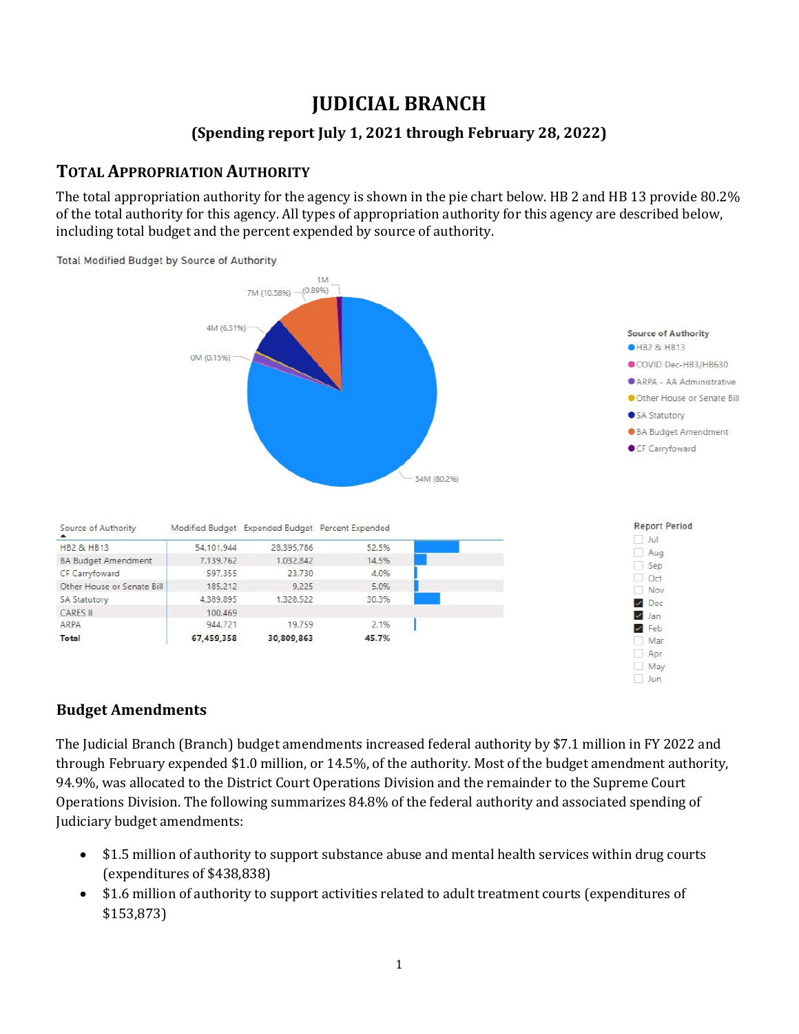# JUDICIAL BRANCH

## (Spending report July 1, 2021 through February 28, 2022)

## TOTAL APPROPRIATION AUTHORITY

The total appropriation authority for the agency is shown in the pie chart below. HB 2 and HB 13 provide 80.2% of the total authority for this agency. All types of appropriation authority for this agency are described below, including total budget and the percent expended by source of authority.

Total Modified Budget by Source of Authority

| Source of Authority | Modified Budget | Expended Budget | Percent Expended |
|---|---|---|---|
| HB2 & HB13 | 54,101,944 | 28,395,786 | 52.5% |
| BA Budget Amendment | 7,139,762 | 1,032,842 | 14.5% |
| CF Carryfoward | 597,355 | 23,730 | 4.0% |
| Other House or Senate Bill | 185,212 | 9,225 | 5.0% |
| SA Statutory | 4,389,895 | 1,328,522 | 30.3% |
| CARES II | 100,469 | | |
| ARPA | 944,721 | 19,759 | 2.1% |
| **Total** | **67,459,358** | **30,809,863** | **45.7%** |

Report Period: Dec, Jan, Feb

### Budget Amendments

The Judicial Branch (Branch) budget amendments increased federal authority by $7.1 million in FY 2022 and through February expended $1.0 million, or 14.5%, of the authority. Most of the budget amendment authority, 94.9%, was allocated to the District Court Operations Division and the remainder to the Supreme Court Operations Division. The following summarizes 84.8% of the federal authority and associated spending of Judiciary budget amendments:

- $1.5 million of authority to support substance abuse and mental health services within drug courts (expenditures of $438,838)
- $1.6 million of authority to support activities related to adult treatment courts (expenditures of $153,873)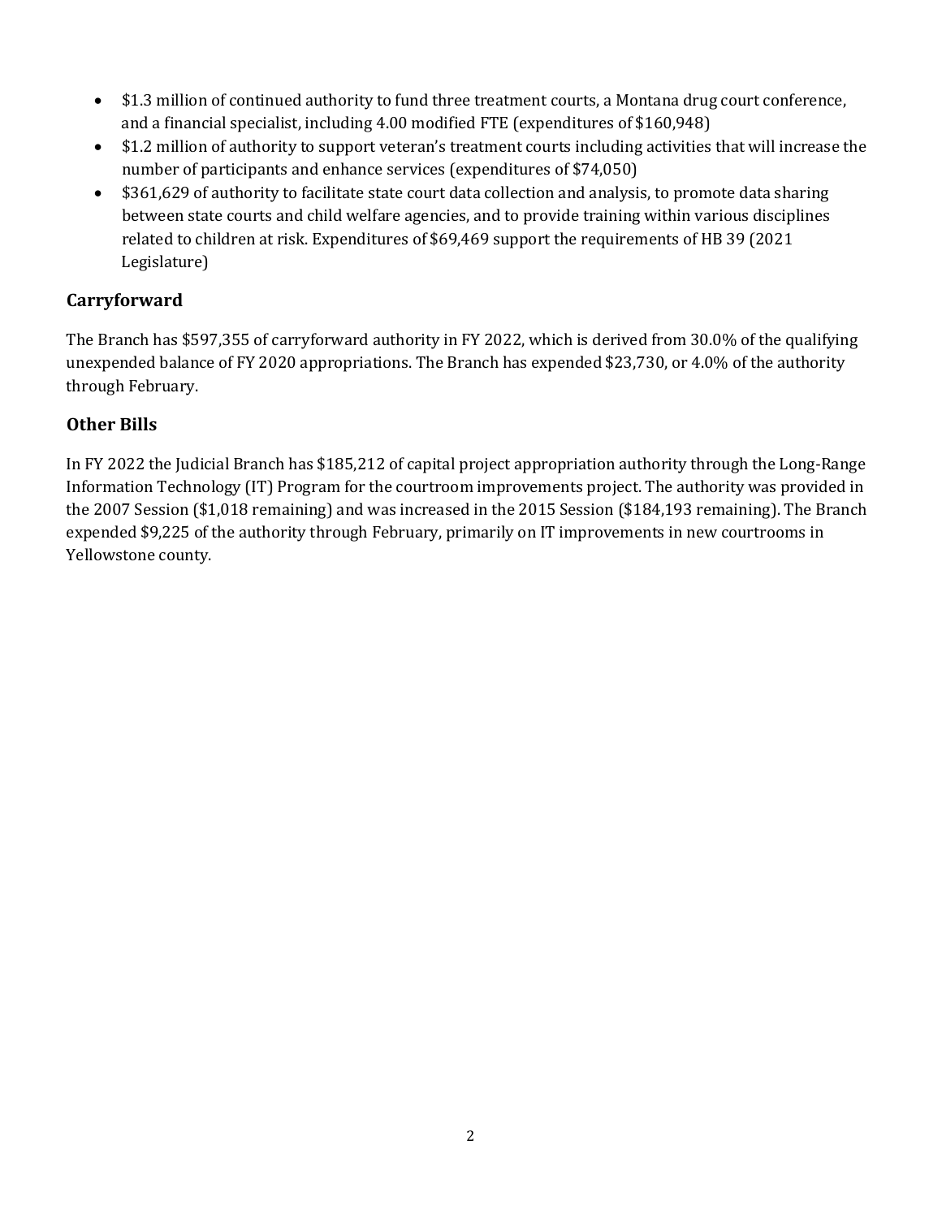- $1.3 million of continued authority to fund three treatment courts, a Montana drug court conference, and a financial specialist, including 4.00 modified FTE (expenditures of $160,948)
- $1.2 million of authority to support veteran's treatment courts including activities that will increase the number of participants and enhance services (expenditures of $74,050)
- $361,629 of authority to facilitate state court data collection and analysis, to promote data sharing between state courts and child welfare agencies, and to provide training within various disciplines related to children at risk. Expenditures of $69,469 support the requirements of HB 39 (2021 Legislature)

## Carryforward

The Branch has $597,355 of carryforward authority in FY 2022, which is derived from 30.0% of the qualifying unexpended balance of FY 2020 appropriations. The Branch has expended $23,730, or 4.0% of the authority through February.

## Other Bills

In FY 2022 the Judicial Branch has $185,212 of capital project appropriation authority through the Long-Range Information Technology (IT) Program for the courtroom improvements project. The authority was provided in the 2007 Session ($1,018 remaining) and was increased in the 2015 Session ($184,193 remaining). The Branch expended $9,225 of the authority through February, primarily on IT improvements in new courtrooms in Yellowstone county.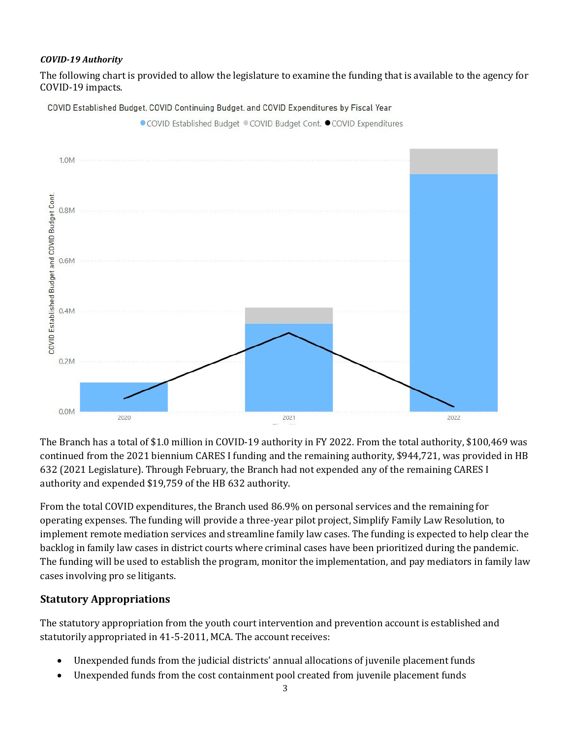*COVID-19 Authority*

The following chart is provided to allow the legislature to examine the funding that is available to the agency for COVID-19 impacts.

The Branch has a total of $1.0 million in COVID-19 authority in FY 2022. From the total authority, $100,469 was continued from the 2021 biennium CARES I funding and the remaining authority, $944,721, was provided in HB 632 (2021 Legislature). Through February, the Branch had not expended any of the remaining CARES I authority and expended $19,759 of the HB 632 authority.

From the total COVID expenditures, the Branch used 86.9% on personal services and the remaining for operating expenses. The funding will provide a three-year pilot project, Simplify Family Law Resolution, to implement remote mediation services and streamline family law cases. The funding is expected to help clear the backlog in family law cases in district courts where criminal cases have been prioritized during the pandemic. The funding will be used to establish the program, monitor the implementation, and pay mediators in family law cases involving pro se litigants.

## Statutory Appropriations

The statutory appropriation from the youth court intervention and prevention account is established and statutorily appropriated in 41-5-2011, MCA. The account receives:

- Unexpended funds from the judicial districts' annual allocations of juvenile placement funds
- Unexpended funds from the cost containment pool created from juvenile placement funds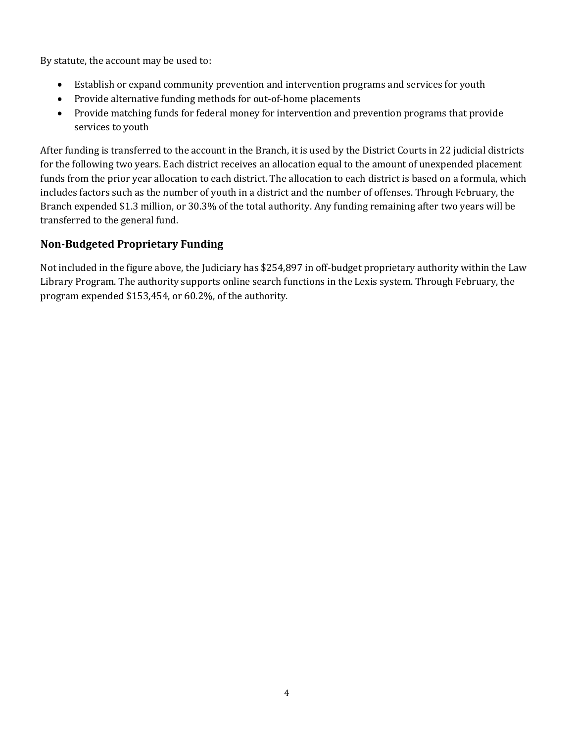By statute, the account may be used to:

- Establish or expand community prevention and intervention programs and services for youth
- Provide alternative funding methods for out-of-home placements
- Provide matching funds for federal money for intervention and prevention programs that provide services to youth

After funding is transferred to the account in the Branch, it is used by the District Courts in 22 judicial districts for the following two years. Each district receives an allocation equal to the amount of unexpended placement funds from the prior year allocation to each district. The allocation to each district is based on a formula, which includes factors such as the number of youth in a district and the number of offenses. Through February, the Branch expended $1.3 million, or 30.3% of the total authority. Any funding remaining after two years will be transferred to the general fund.

### Non-Budgeted Proprietary Funding

Not included in the figure above, the Judiciary has $254,897 in off-budget proprietary authority within the Law Library Program. The authority supports online search functions in the Lexis system. Through February, the program expended $153,454, or 60.2%, of the authority.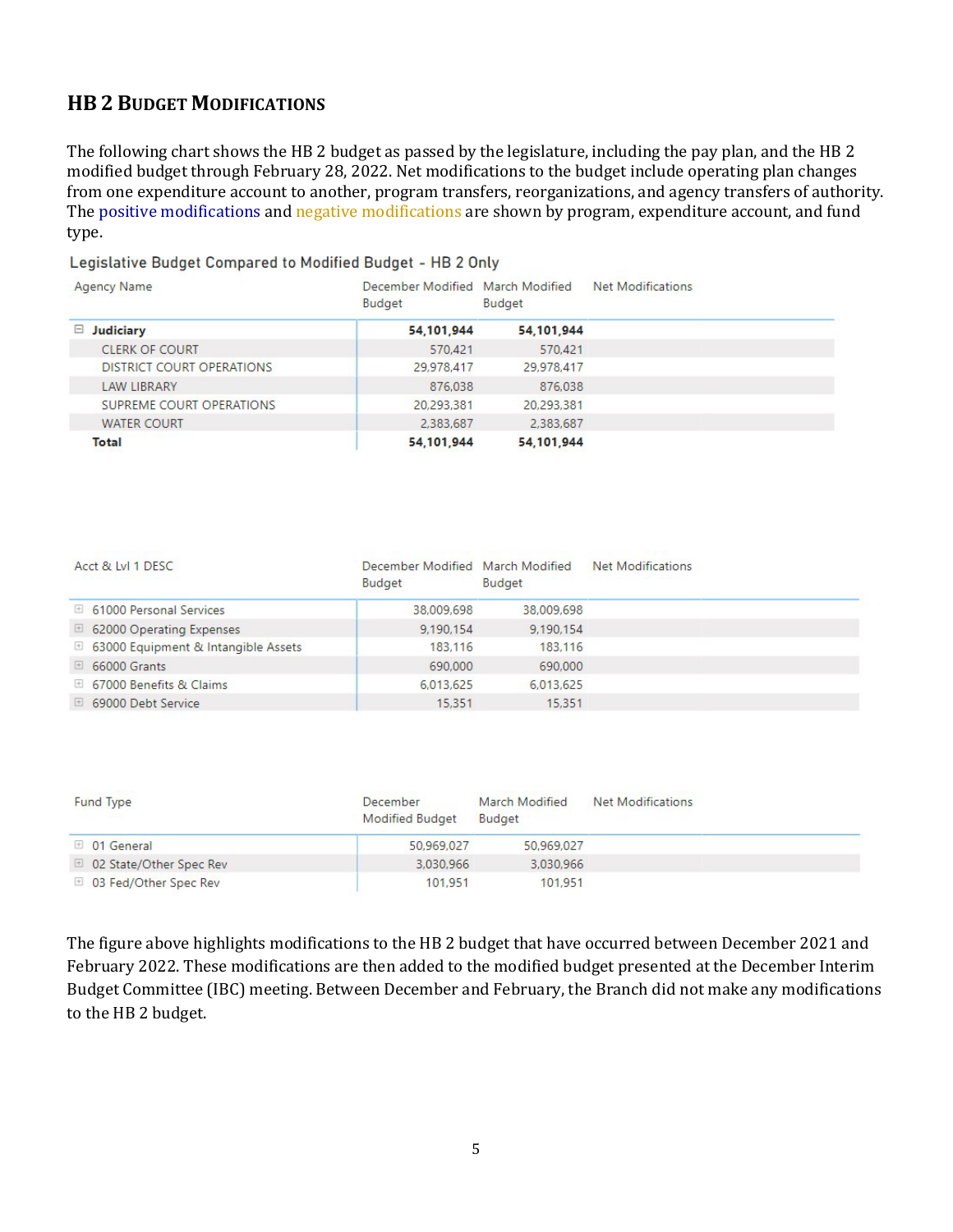## HB 2 BUDGET MODIFICATIONS

The following chart shows the HB 2 budget as passed by the legislature, including the pay plan, and the HB 2 modified budget through February 28, 2022. Net modifications to the budget include operating plan changes from one expenditure account to another, program transfers, reorganizations, and agency transfers of authority. The positive modifications and negative modifications are shown by program, expenditure account, and fund type.

Legislative Budget Compared to Modified Budget - HB 2 Only

| Agency Name | December Modified Budget | March Modified Budget | Net Modifications |
|---|---|---|---|
| **Judiciary** | **54,101,944** | **54,101,944** | |
| CLERK OF COURT | 570,421 | 570,421 | |
| DISTRICT COURT OPERATIONS | 29,978,417 | 29,978,417 | |
| LAW LIBRARY | 876,038 | 876,038 | |
| SUPREME COURT OPERATIONS | 20,293,381 | 20,293,381 | |
| WATER COURT | 2,383,687 | 2,383,687 | |
| **Total** | **54,101,944** | **54,101,944** | |

| Acct & Lvl 1 DESC | December Modified Budget | March Modified Budget | Net Modifications |
|---|---|---|---|
| 61000 Personal Services | 38,009,698 | 38,009,698 | |
| 62000 Operating Expenses | 9,190,154 | 9,190,154 | |
| 63000 Equipment & Intangible Assets | 183,116 | 183,116 | |
| 66000 Grants | 690,000 | 690,000 | |
| 67000 Benefits & Claims | 6,013,625 | 6,013,625 | |
| 69000 Debt Service | 15,351 | 15,351 | |

| Fund Type | December Modified Budget | March Modified Budget | Net Modifications |
|---|---|---|---|
| 01 General | 50,969,027 | 50,969,027 | |
| 02 State/Other Spec Rev | 3,030,966 | 3,030,966 | |
| 03 Fed/Other Spec Rev | 101,951 | 101,951 | |

The figure above highlights modifications to the HB 2 budget that have occurred between December 2021 and February 2022. These modifications are then added to the modified budget presented at the December Interim Budget Committee (IBC) meeting. Between December and February, the Branch did not make any modifications to the HB 2 budget.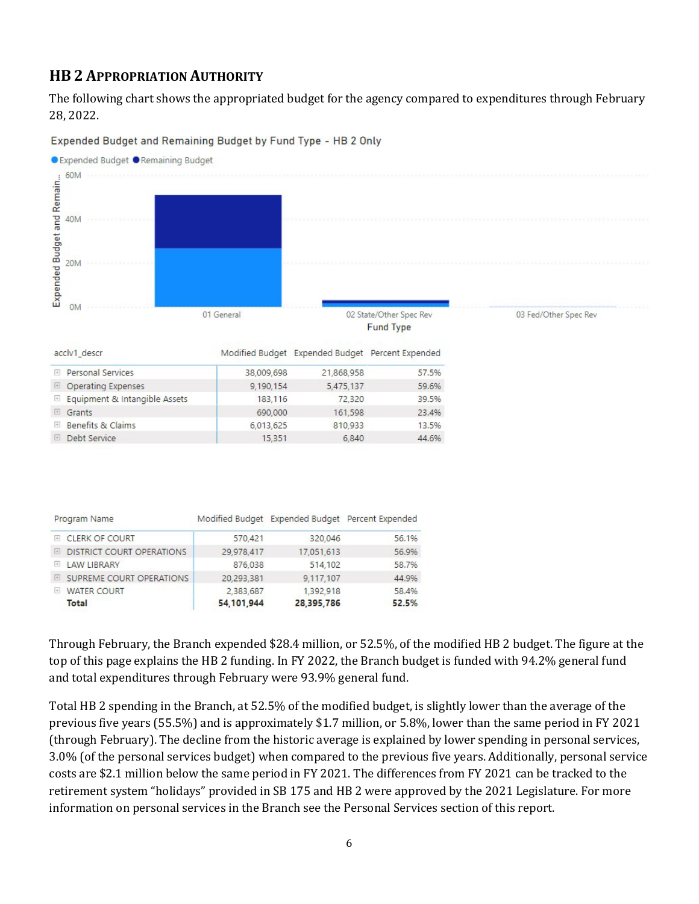## HB 2 APPROPRIATION AUTHORITY

The following chart shows the appropriated budget for the agency compared to expenditures through February 28, 2022.

Expended Budget and Remaining Budget by Fund Type - HB 2 Only

| acclv1_descr | Modified Budget | Expended Budget | Percent Expended |
|---|---|---|---|
| Personal Services | 38,009,698 | 21,868,958 | 57.5% |
| Operating Expenses | 9,190,154 | 5,475,137 | 59.6% |
| Equipment & Intangible Assets | 183,116 | 72,320 | 39.5% |
| Grants | 690,000 | 161,598 | 23.4% |
| Benefits & Claims | 6,013,625 | 810,933 | 13.5% |
| Debt Service | 15,351 | 6,840 | 44.6% |

| Program Name | Modified Budget | Expended Budget | Percent Expended |
|---|---|---|---|
| CLERK OF COURT | 570,421 | 320,046 | 56.1% |
| DISTRICT COURT OPERATIONS | 29,978,417 | 17,051,613 | 56.9% |
| LAW LIBRARY | 876,038 | 514,102 | 58.7% |
| SUPREME COURT OPERATIONS | 20,293,381 | 9,117,107 | 44.9% |
| WATER COURT | 2,383,687 | 1,392,918 | 58.4% |
| **Total** | **54,101,944** | **28,395,786** | **52.5%** |

Through February, the Branch expended $28.4 million, or 52.5%, of the modified HB 2 budget. The figure at the top of this page explains the HB 2 funding. In FY 2022, the Branch budget is funded with 94.2% general fund and total expenditures through February were 93.9% general fund.

Total HB 2 spending in the Branch, at 52.5% of the modified budget, is slightly lower than the average of the previous five years (55.5%) and is approximately $1.7 million, or 5.8%, lower than the same period in FY 2021 (through February). The decline from the historic average is explained by lower spending in personal services, 3.0% (of the personal services budget) when compared to the previous five years. Additionally, personal service costs are $2.1 million below the same period in FY 2021. The differences from FY 2021 can be tracked to the retirement system "holidays" provided in SB 175 and HB 2 were approved by the 2021 Legislature. For more information on personal services in the Branch see the Personal Services section of this report.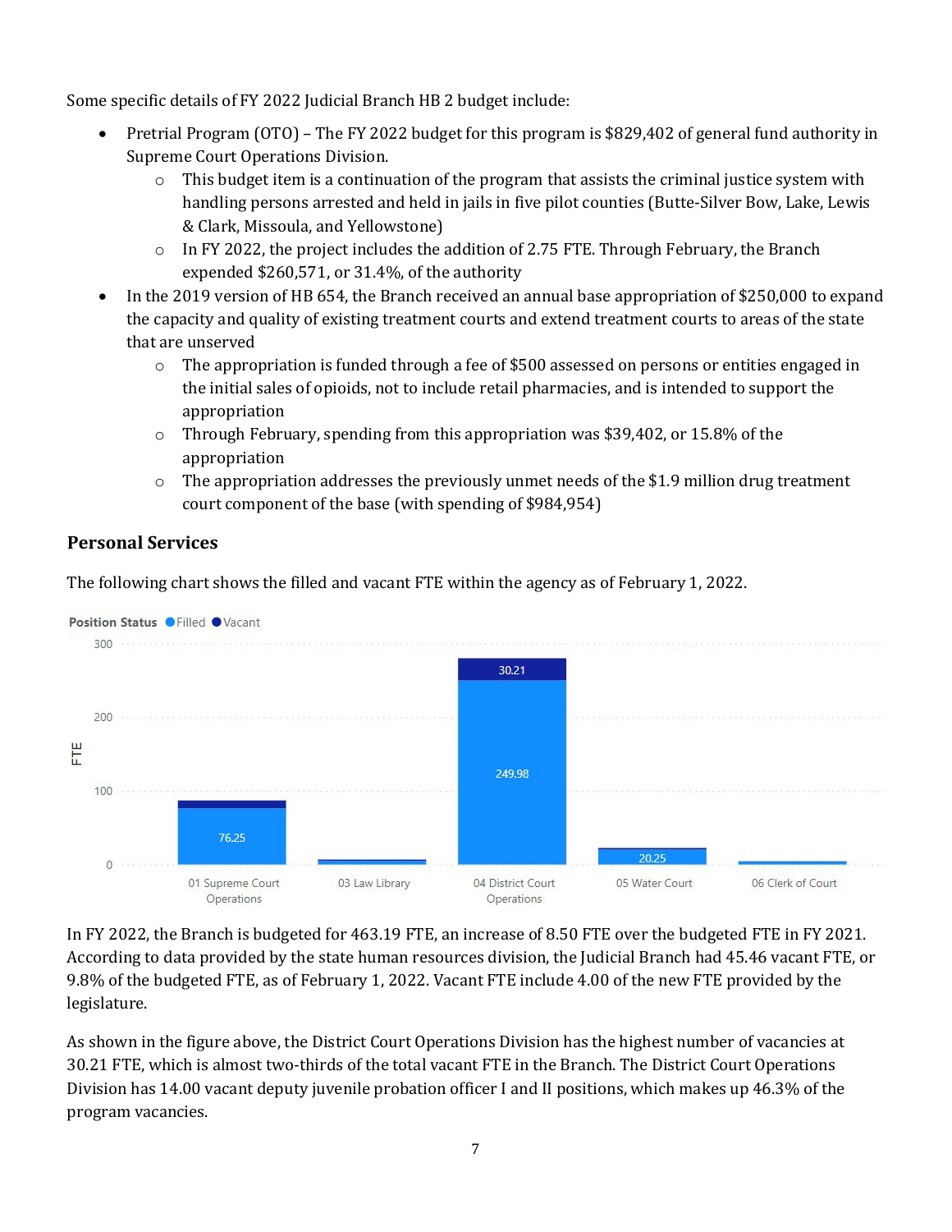Some specific details of FY 2022 Judicial Branch HB 2 budget include:

- Pretrial Program (OTO) – The FY 2022 budget for this program is $829,402 of general fund authority in Supreme Court Operations Division.
  - This budget item is a continuation of the program that assists the criminal justice system with handling persons arrested and held in jails in five pilot counties (Butte-Silver Bow, Lake, Lewis & Clark, Missoula, and Yellowstone)
  - In FY 2022, the project includes the addition of 2.75 FTE. Through February, the Branch expended $260,571, or 31.4%, of the authority
- In the 2019 version of HB 654, the Branch received an annual base appropriation of $250,000 to expand the capacity and quality of existing treatment courts and extend treatment courts to areas of the state that are unserved
  - The appropriation is funded through a fee of $500 assessed on persons or entities engaged in the initial sales of opioids, not to include retail pharmacies, and is intended to support the appropriation
  - Through February, spending from this appropriation was $39,402, or 15.8% of the appropriation
  - The appropriation addresses the previously unmet needs of the $1.9 million drug treatment court component of the base (with spending of $984,954)

## Personal Services

The following chart shows the filled and vacant FTE within the agency as of February 1, 2022.

Position Status ● Filled ● Vacant

| Division | Filled | Vacant |
|---|---|---|
| 01 Supreme Court Operations | 76.25 | |
| 03 Law Library | | |
| 04 District Court Operations | 249.98 | 30.21 |
| 05 Water Court | 20.25 | |
| 06 Clerk of Court | | |

In FY 2022, the Branch is budgeted for 463.19 FTE, an increase of 8.50 FTE over the budgeted FTE in FY 2021. According to data provided by the state human resources division, the Judicial Branch had 45.46 vacant FTE, or 9.8% of the budgeted FTE, as of February 1, 2022. Vacant FTE include 4.00 of the new FTE provided by the legislature.

As shown in the figure above, the District Court Operations Division has the highest number of vacancies at 30.21 FTE, which is almost two-thirds of the total vacant FTE in the Branch. The District Court Operations Division has 14.00 vacant deputy juvenile probation officer I and II positions, which makes up 46.3% of the program vacancies.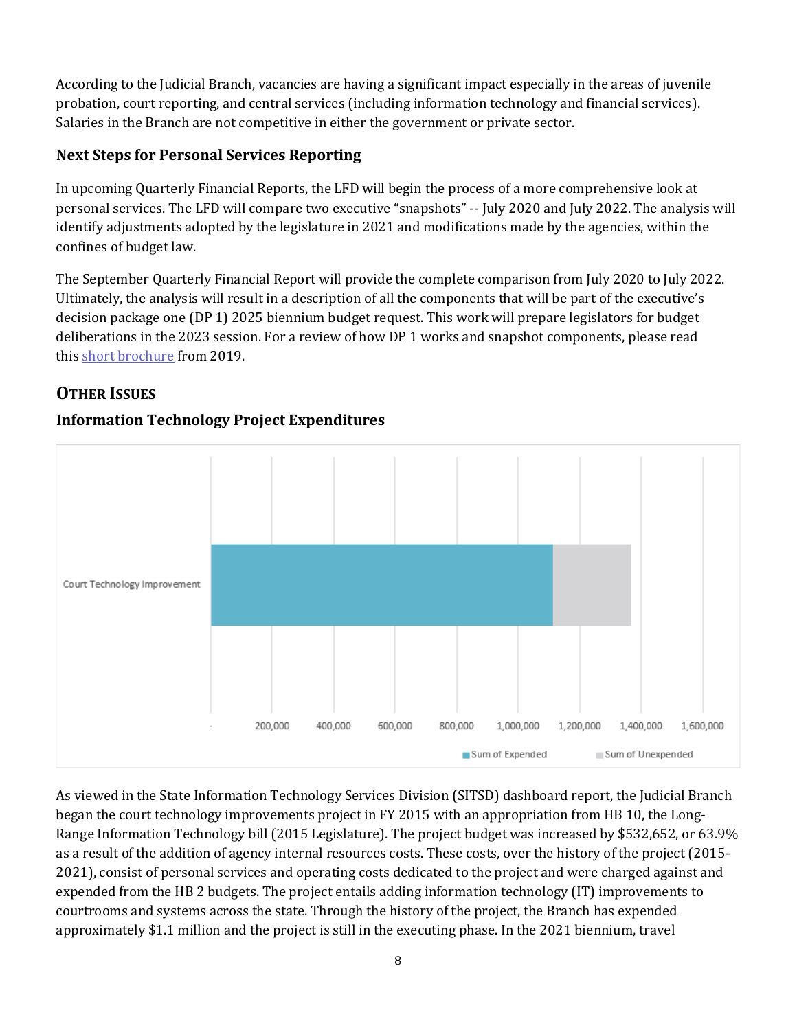According to the Judicial Branch, vacancies are having a significant impact especially in the areas of juvenile probation, court reporting, and central services (including information technology and financial services). Salaries in the Branch are not competitive in either the government or private sector.

### Next Steps for Personal Services Reporting

In upcoming Quarterly Financial Reports, the LFD will begin the process of a more comprehensive look at personal services. The LFD will compare two executive "snapshots" -- July 2020 and July 2022. The analysis will identify adjustments adopted by the legislature in 2021 and modifications made by the agencies, within the confines of budget law.

The September Quarterly Financial Report will provide the complete comparison from July 2020 to July 2022. Ultimately, the analysis will result in a description of all the components that will be part of the executive's decision package one (DP 1) 2025 biennium budget request. This work will prepare legislators for budget deliberations in the 2023 session. For a review of how DP 1 works and snapshot components, please read this short brochure from 2019.

## OTHER ISSUES

### Information Technology Project Expenditures

Court Technology Improvement

- 200,000 400,000 600,000 800,000 1,000,000 1,200,000 1,400,000 1,600,000

Sum of Expended Sum of Unexpended

As viewed in the State Information Technology Services Division (SITSD) dashboard report, the Judicial Branch began the court technology improvements project in FY 2015 with an appropriation from HB 10, the Long-Range Information Technology bill (2015 Legislature). The project budget was increased by $532,652, or 63.9% as a result of the addition of agency internal resources costs. These costs, over the history of the project (2015-2021), consist of personal services and operating costs dedicated to the project and were charged against and expended from the HB 2 budgets. The project entails adding information technology (IT) improvements to courtrooms and systems across the state. Through the history of the project, the Branch has expended approximately $1.1 million and the project is still in the executing phase. In the 2021 biennium, travel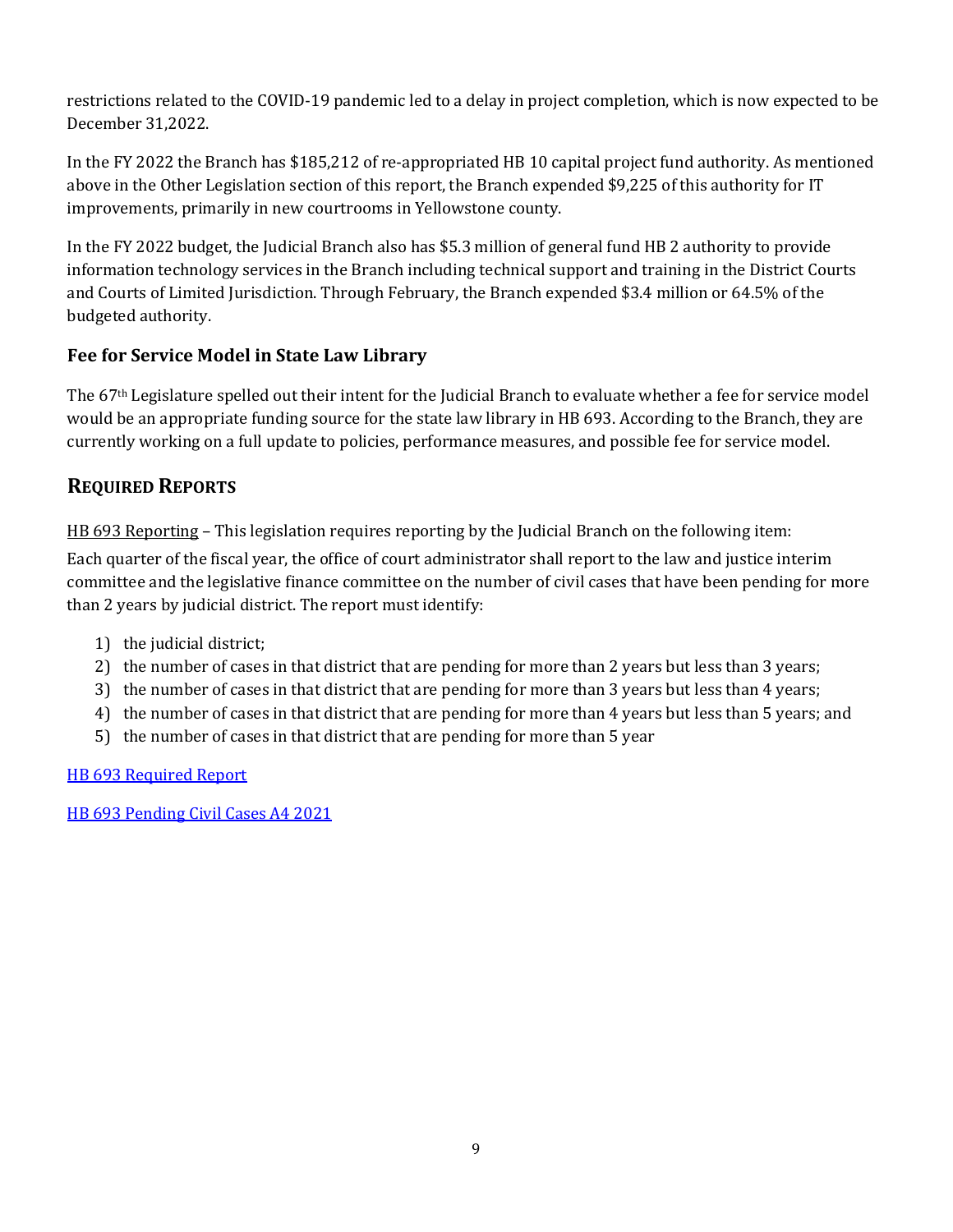restrictions related to the COVID-19 pandemic led to a delay in project completion, which is now expected to be December 31,2022.

In the FY 2022 the Branch has $185,212 of re-appropriated HB 10 capital project fund authority. As mentioned above in the Other Legislation section of this report, the Branch expended $9,225 of this authority for IT improvements, primarily in new courtrooms in Yellowstone county.

In the FY 2022 budget, the Judicial Branch also has $5.3 million of general fund HB 2 authority to provide information technology services in the Branch including technical support and training in the District Courts and Courts of Limited Jurisdiction. Through February, the Branch expended $3.4 million or 64.5% of the budgeted authority.

### Fee for Service Model in State Law Library

The 67th Legislature spelled out their intent for the Judicial Branch to evaluate whether a fee for service model would be an appropriate funding source for the state law library in HB 693. According to the Branch, they are currently working on a full update to policies, performance measures, and possible fee for service model.

## REQUIRED REPORTS

HB 693 Reporting – This legislation requires reporting by the Judicial Branch on the following item:

Each quarter of the fiscal year, the office of court administrator shall report to the law and justice interim committee and the legislative finance committee on the number of civil cases that have been pending for more than 2 years by judicial district. The report must identify:

1) the judicial district;
2) the number of cases in that district that are pending for more than 2 years but less than 3 years;
3) the number of cases in that district that are pending for more than 3 years but less than 4 years;
4) the number of cases in that district that are pending for more than 4 years but less than 5 years; and
5) the number of cases in that district that are pending for more than 5 year

HB 693 Required Report

HB 693 Pending Civil Cases A4 2021